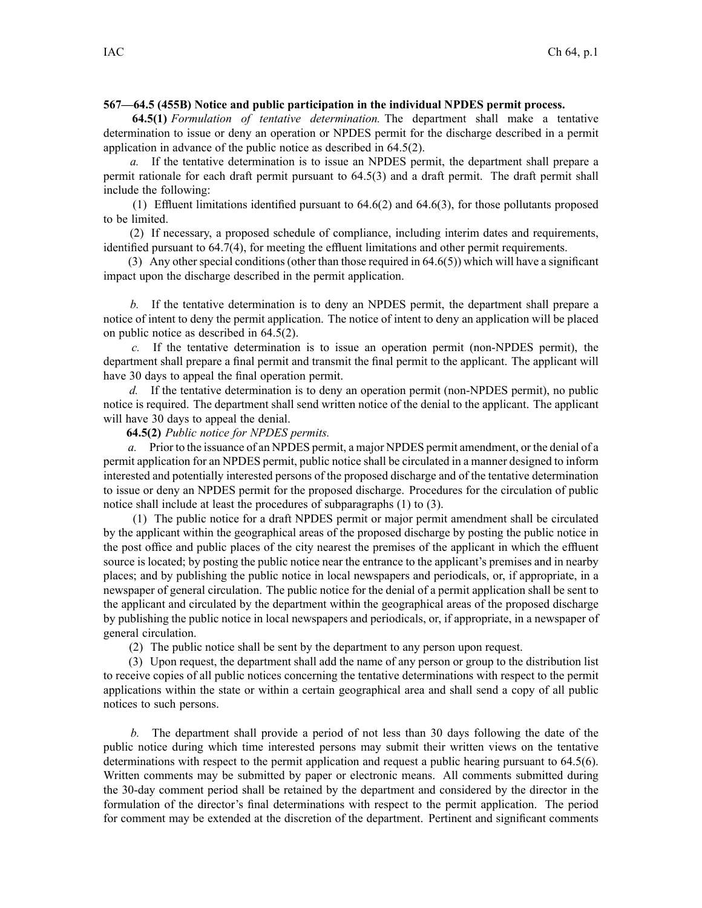**567—64.5 (455B) Notice and public participation in the individual NPDES permit process.**

**64.5(1)** *Formulation of tentative determination.* The department shall make a tentative determination to issue or deny an operation or NPDES permit for the discharge described in a permit application in advance of the public notice as described in 64.5(2).

*a.* If the tentative determination is to issue an NPDES permit, the department shall prepare a permit rationale for each draft permit pursuant to 64.5(3) and a draft permit. The draft permit shall include the following:

(1) Effluent limitations identified pursuant to 64.6(2) and 64.6(3), for those pollutants proposed to be limited.

(2) If necessary, a proposed schedule of compliance, including interim dates and requirements, identified pursuant to 64.7(4), for meeting the effluent limitations and other permit requirements.

(3) Any other special conditions (other than those required in 64.6(5)) which will have a significant impact upon the discharge described in the permit application.

*b.* If the tentative determination is to deny an NPDES permit, the department shall prepare a notice of intent to deny the permit application. The notice of intent to deny an application will be placed on public notice as described in 64.5(2).

*c.* If the tentative determination is to issue an operation permit (non-NPDES permit), the department shall prepare a final permit and transmit the final permit to the applicant. The applicant will have 30 days to appeal the final operation permit.

*d.* If the tentative determination is to deny an operation permit (non-NPDES permit), no public notice is required. The department shall send written notice of the denial to the applicant. The applicant will have 30 days to appeal the denial.

**64.5(2)** *Public notice for NPDES permits.*

*a.* Prior to the issuance of an NPDES permit, a major NPDES permit amendment, or the denial of a permit application for an NPDES permit, public notice shall be circulated in a manner designed to inform interested and potentially interested persons of the proposed discharge and of the tentative determination to issue or deny an NPDES permit for the proposed discharge. Procedures for the circulation of public notice shall include at least the procedures of subparagraphs (1) to (3).

(1) The public notice for a draft NPDES permit or major permit amendment shall be circulated by the applicant within the geographical areas of the proposed discharge by posting the public notice in the post office and public places of the city nearest the premises of the applicant in which the effluent source is located; by posting the public notice near the entrance to the applicant's premises and in nearby places; and by publishing the public notice in local newspapers and periodicals, or, if appropriate, in a newspaper of general circulation. The public notice for the denial of a permit application shall be sent to the applicant and circulated by the department within the geographical areas of the proposed discharge by publishing the public notice in local newspapers and periodicals, or, if appropriate, in a newspaper of general circulation.

(2) The public notice shall be sent by the department to any person upon request.

(3) Upon request, the department shall add the name of any person or group to the distribution list to receive copies of all public notices concerning the tentative determinations with respect to the permit applications within the state or within a certain geographical area and shall send a copy of all public notices to such persons.

*b.* The department shall provide a period of not less than 30 days following the date of the public notice during which time interested persons may submit their written views on the tentative determinations with respect to the permit application and request a public hearing pursuant to 64.5(6). Written comments may be submitted by paper or electronic means. All comments submitted during the 30-day comment period shall be retained by the department and considered by the director in the formulation of the director's final determinations with respect to the permit application. The period for comment may be extended at the discretion of the department. Pertinent and significant comments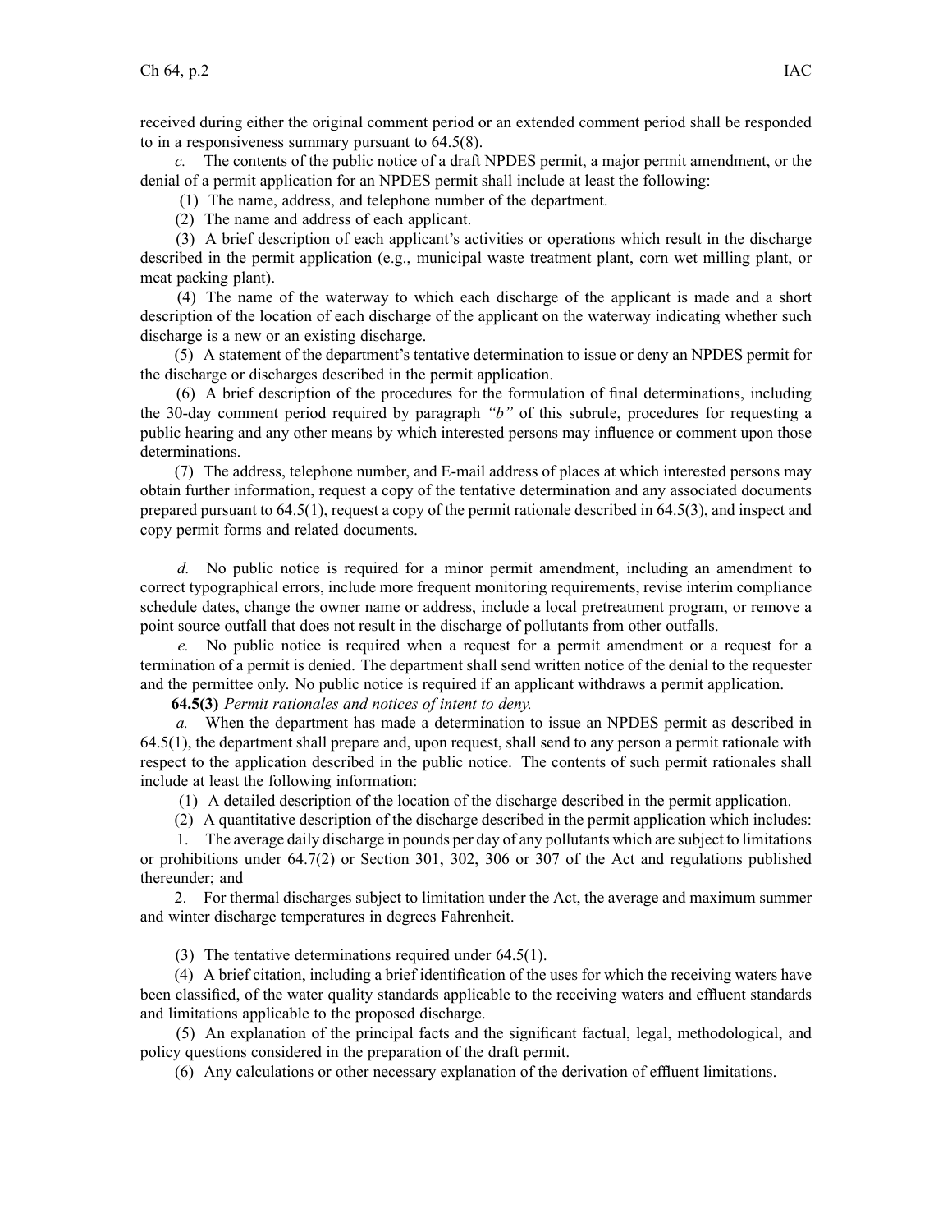received during either the original comment period or an extended comment period shall be responded to in a responsiveness summary pursuant to 64.5(8).

*c.* The contents of the public notice of a draft NPDES permit, a major permit amendment, or the denial of a permit application for an NPDES permit shall include at least the following:

(1) The name, address, and telephone number of the department.

(2) The name and address of each applicant.

(3) A brief description of each applicant's activities or operations which result in the discharge described in the permit application (e.g., municipal waste treatment plant, corn wet milling plant, or meat packing plant).

(4) The name of the waterway to which each discharge of the applicant is made and a short description of the location of each discharge of the applicant on the waterway indicating whether such discharge is a new or an existing discharge.

(5) A statement of the department's tentative determination to issue or deny an NPDES permit for the discharge or discharges described in the permit application.

(6) A brief description of the procedures for the formulation of final determinations, including the 30-day comment period required by paragraph *"b"* of this subrule, procedures for requesting a public hearing and any other means by which interested persons may influence or comment upon those determinations.

(7) The address, telephone number, and E-mail address of places at which interested persons may obtain further information, request a copy of the tentative determination and any associated documents prepared pursuant to 64.5(1), request a copy of the permit rationale described in 64.5(3), and inspect and copy permit forms and related documents.

*d.* No public notice is required for a minor permit amendment, including an amendment to correct typographical errors, include more frequent monitoring requirements, revise interim compliance schedule dates, change the owner name or address, include a local pretreatment program, or remove a point source outfall that does not result in the discharge of pollutants from other outfalls.

*e.* No public notice is required when a request for a permit amendment or a request for a termination of a permit is denied. The department shall send written notice of the denial to the requester and the permittee only. No public notice is required if an applicant withdraws a permit application.

**64.5(3)** *Permit rationales and notices of intent to deny.*

*a.* When the department has made a determination to issue an NPDES permit as described in 64.5(1), the department shall prepare and, upon request, shall send to any person a permit rationale with respect to the application described in the public notice. The contents of such permit rationales shall include at least the following information:

(1) A detailed description of the location of the discharge described in the permit application.

(2) A quantitative description of the discharge described in the permit application which includes:

1. The average daily discharge in pounds per day of any pollutants which are subject to limitations or prohibitions under 64.7(2) or Section 301, 302, 306 or 307 of the Act and regulations published thereunder; and

2. For thermal discharges subject to limitation under the Act, the average and maximum summer and winter discharge temperatures in degrees Fahrenheit.

(3) The tentative determinations required under 64.5(1).

(4) A brief citation, including a brief identification of the uses for which the receiving waters have been classified, of the water quality standards applicable to the receiving waters and effluent standards and limitations applicable to the proposed discharge.

(5) An explanation of the principal facts and the significant factual, legal, methodological, and policy questions considered in the preparation of the draft permit.

(6) Any calculations or other necessary explanation of the derivation of effluent limitations.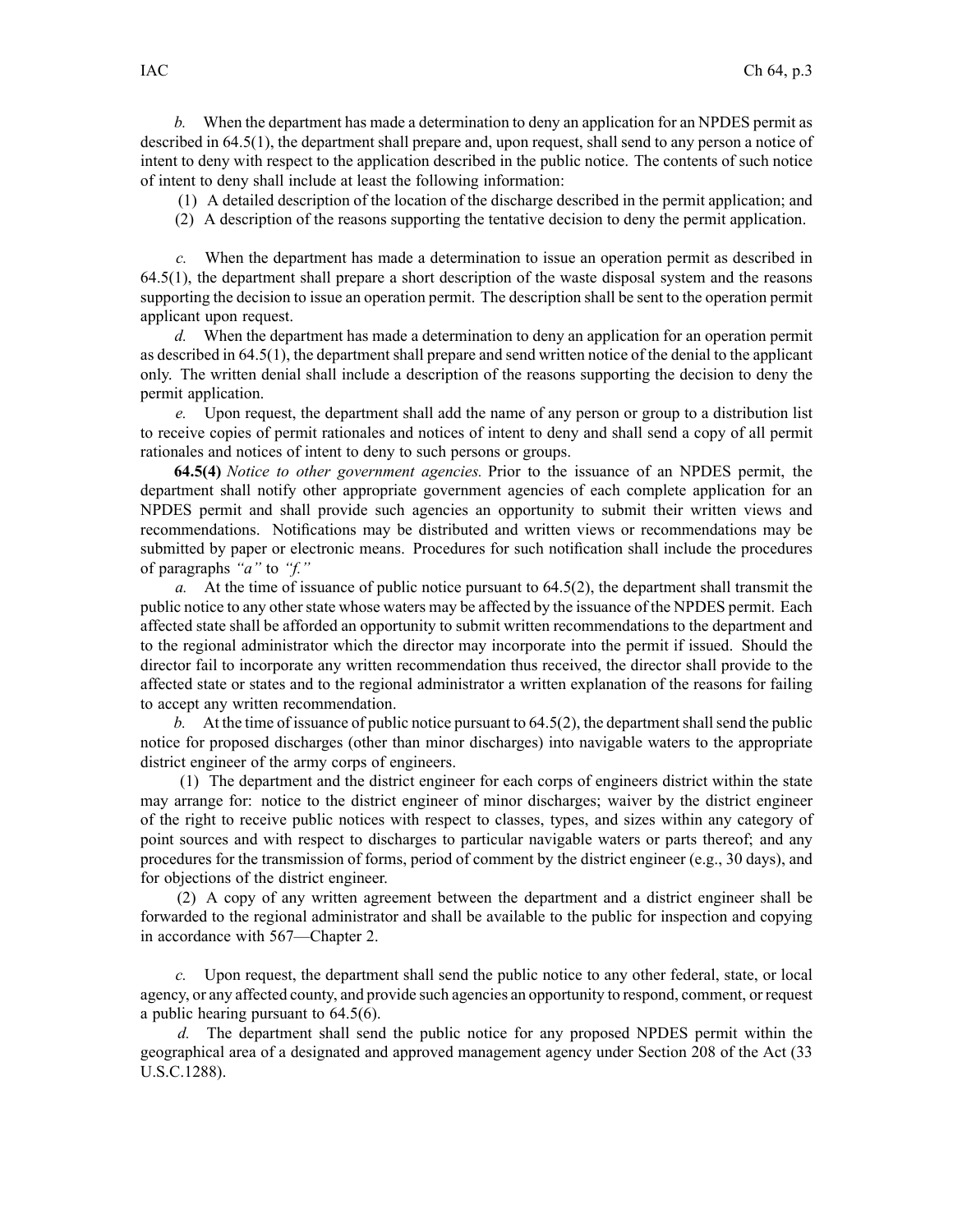*b.* When the department has made a determination to deny an application for an NPDES permit as described in 64.5(1), the department shall prepare and, upon request, shall send to any person a notice of intent to deny with respect to the application described in the public notice. The contents of such notice of intent to deny shall include at least the following information:

(1) A detailed description of the location of the discharge described in the permit application; and

(2) A description of the reasons supporting the tentative decision to deny the permit application.

*c.* When the department has made a determination to issue an operation permit as described in 64.5(1), the department shall prepare a short description of the waste disposal system and the reasons supporting the decision to issue an operation permit. The description shall be sent to the operation permit applicant upon request.

*d.* When the department has made a determination to deny an application for an operation permit as described in 64.5(1), the department shall prepare and send written notice of the denial to the applicant only. The written denial shall include a description of the reasons supporting the decision to deny the permit application.

*e.* Upon request, the department shall add the name of any person or group to a distribution list to receive copies of permit rationales and notices of intent to deny and shall send a copy of all permit rationales and notices of intent to deny to such persons or groups.

**64.5(4)** *Notice to other government agencies.* Prior to the issuance of an NPDES permit, the department shall notify other appropriate government agencies of each complete application for an NPDES permit and shall provide such agencies an opportunity to submit their written views and recommendations. Notifications may be distributed and written views or recommendations may be submitted by paper or electronic means. Procedures for such notification shall include the procedures of paragraphs *"a"* to *"f."*

*a.* At the time of issuance of public notice pursuant to 64.5(2), the department shall transmit the public notice to any other state whose waters may be affected by the issuance of the NPDES permit. Each affected state shall be afforded an opportunity to submit written recommendations to the department and to the regional administrator which the director may incorporate into the permit if issued. Should the director fail to incorporate any written recommendation thus received, the director shall provide to the affected state or states and to the regional administrator a written explanation of the reasons for failing to accept any written recommendation.

*b.* At the time of issuance of public notice pursuant to 64.5(2), the department shall send the public notice for proposed discharges (other than minor discharges) into navigable waters to the appropriate district engineer of the army corps of engineers.

(1) The department and the district engineer for each corps of engineers district within the state may arrange for: notice to the district engineer of minor discharges; waiver by the district engineer of the right to receive public notices with respect to classes, types, and sizes within any category of point sources and with respect to discharges to particular navigable waters or parts thereof; and any procedures for the transmission of forms, period of comment by the district engineer (e.g., 30 days), and for objections of the district engineer.

(2) A copy of any written agreement between the department and a district engineer shall be forwarded to the regional administrator and shall be available to the public for inspection and copying in accordance with 567—Chapter 2.

*c.* Upon request, the department shall send the public notice to any other federal, state, or local agency, or any affected county, and provide such agencies an opportunity to respond, comment, or request a public hearing pursuant to 64.5(6).

*d.* The department shall send the public notice for any proposed NPDES permit within the geographical area of a designated and approved management agency under Section 208 of the Act (33 U.S.C.1288).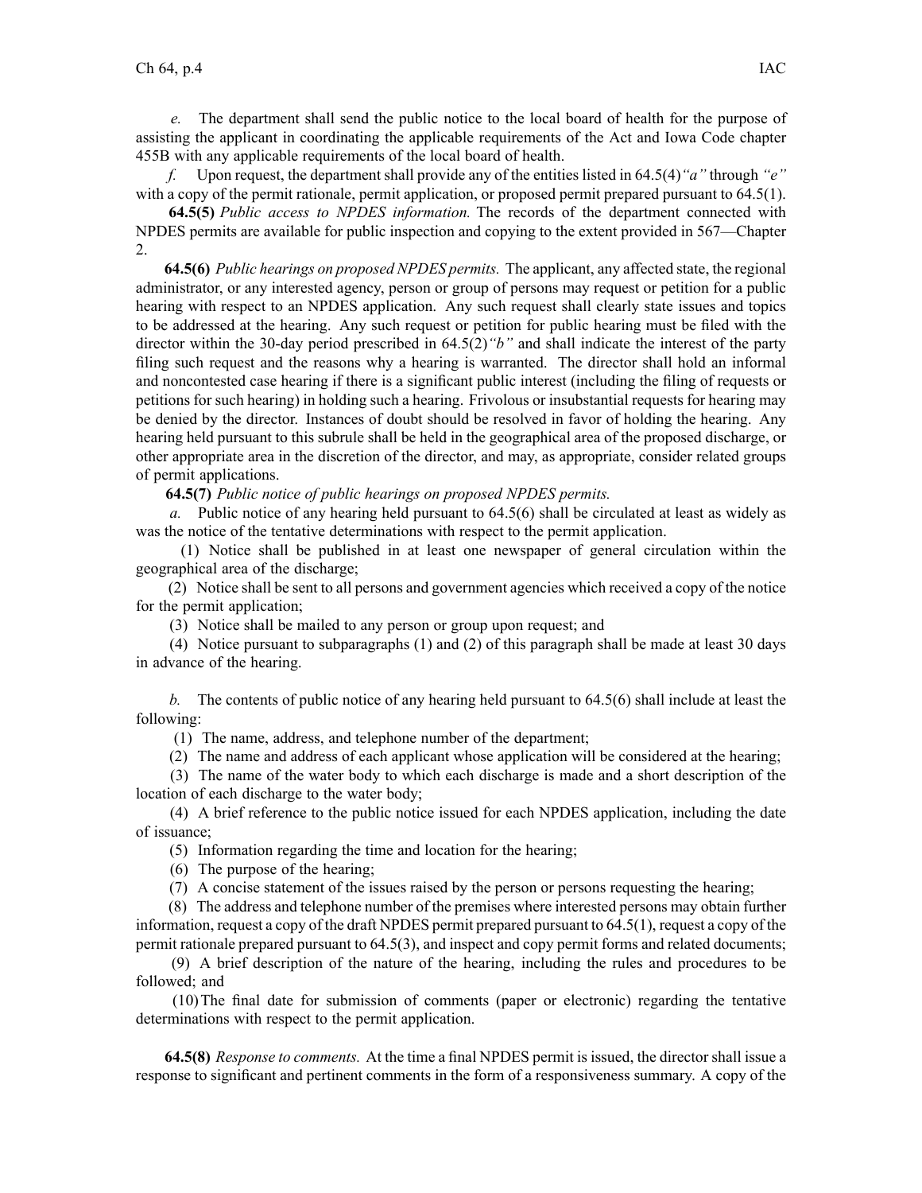*e.* The department shall send the public notice to the local board of health for the purpose of assisting the applicant in coordinating the applicable requirements of the Act and Iowa Code chapter 455B with any applicable requirements of the local board of health.

*f.* Upon request, the department shall provide any of the entities listed in 64.5(4)*"a"* through *"e"* with a copy of the permit rationale, permit application, or proposed permit prepared pursuant to 64.5(1).

**64.5(5)** *Public access to NPDES information.* The records of the department connected with NPDES permits are available for public inspection and copying to the extent provided in 567—Chapter 2.

**64.5(6)** *Public hearings on proposed NPDES permits.* The applicant, any affected state, the regional administrator, or any interested agency, person or group of persons may request or petition for a public hearing with respect to an NPDES application. Any such request shall clearly state issues and topics to be addressed at the hearing. Any such request or petition for public hearing must be filed with the director within the 30-day period prescribed in 64.5(2)*"b"* and shall indicate the interest of the party filing such request and the reasons why a hearing is warranted. The director shall hold an informal and noncontested case hearing if there is a significant public interest (including the filing of requests or petitions for such hearing) in holding such a hearing. Frivolous or insubstantial requests for hearing may be denied by the director. Instances of doubt should be resolved in favor of holding the hearing. Any hearing held pursuant to this subrule shall be held in the geographical area of the proposed discharge, or other appropriate area in the discretion of the director, and may, as appropriate, consider related groups of permit applications.

**64.5(7)** *Public notice of public hearings on proposed NPDES permits.*

*a.* Public notice of any hearing held pursuant to 64.5(6) shall be circulated at least as widely as was the notice of the tentative determinations with respect to the permit application.

(1) Notice shall be published in at least one newspaper of general circulation within the geographical area of the discharge;

(2) Notice shall be sent to all persons and government agencies which received a copy of the notice for the permit application;

(3) Notice shall be mailed to any person or group upon request; and

(4) Notice pursuant to subparagraphs (1) and (2) of this paragraph shall be made at least 30 days in advance of the hearing.

*b.* The contents of public notice of any hearing held pursuant to 64.5(6) shall include at least the following:

(1) The name, address, and telephone number of the department;

(2) The name and address of each applicant whose application will be considered at the hearing;

(3) The name of the water body to which each discharge is made and a short description of the location of each discharge to the water body;

(4) A brief reference to the public notice issued for each NPDES application, including the date of issuance;

(5) Information regarding the time and location for the hearing;

(6) The purpose of the hearing;

(7) A concise statement of the issues raised by the person or persons requesting the hearing;

(8) The address and telephone number of the premises where interested persons may obtain further information, request a copy of the draft NPDES permit prepared pursuant to 64.5(1), request a copy of the permit rationale prepared pursuant to 64.5(3), and inspect and copy permit forms and related documents;

(9) A brief description of the nature of the hearing, including the rules and procedures to be followed; and

(10) The final date for submission of comments (paper or electronic) regarding the tentative determinations with respect to the permit application.

**64.5(8)** *Response to comments.* At the time a final NPDES permit is issued, the director shall issue a response to significant and pertinent comments in the form of a responsiveness summary. A copy of the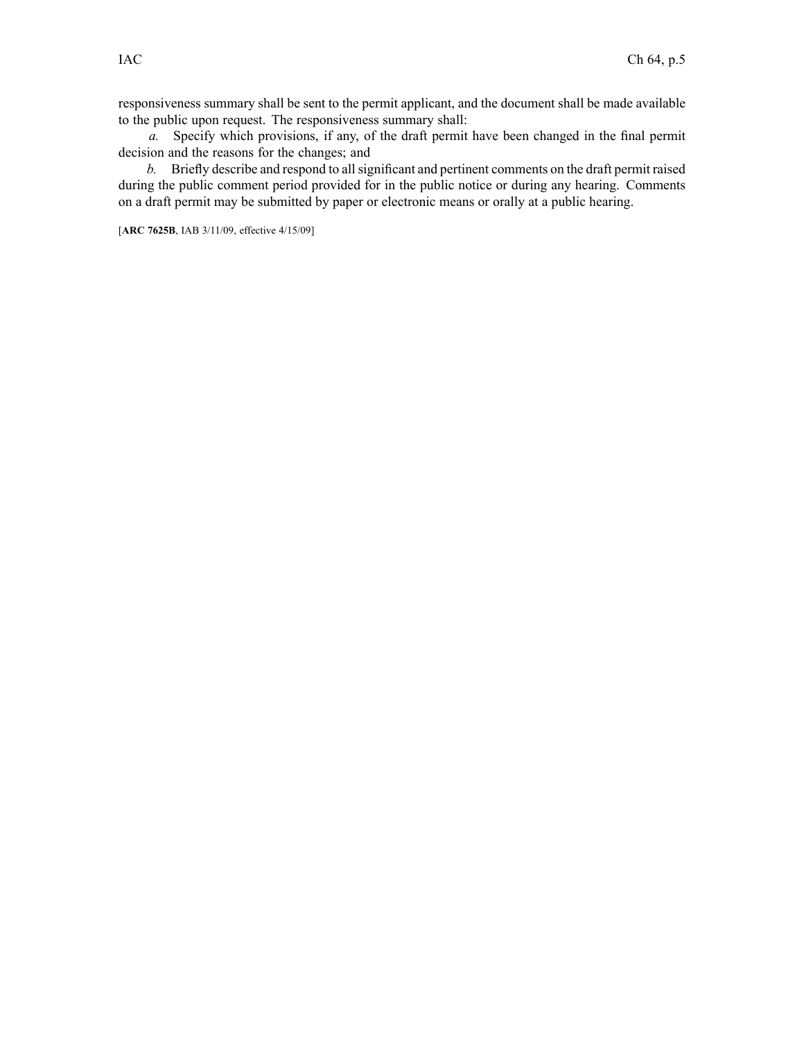responsiveness summary shall be sent to the permit applicant, and the document shall be made available to the public upon request. The responsiveness summary shall:

*a.* Specify which provisions, if any, of the draft permit have been changed in the final permit decision and the reasons for the changes; and

*b.* Briefly describe and respond to all significant and pertinent comments on the draft permit raised during the public comment period provided for in the public notice or during any hearing. Comments on a draft permit may be submitted by paper or electronic means or orally at a public hearing.

[**ARC 7625B**, IAB 3/11/09, effective 4/15/09]